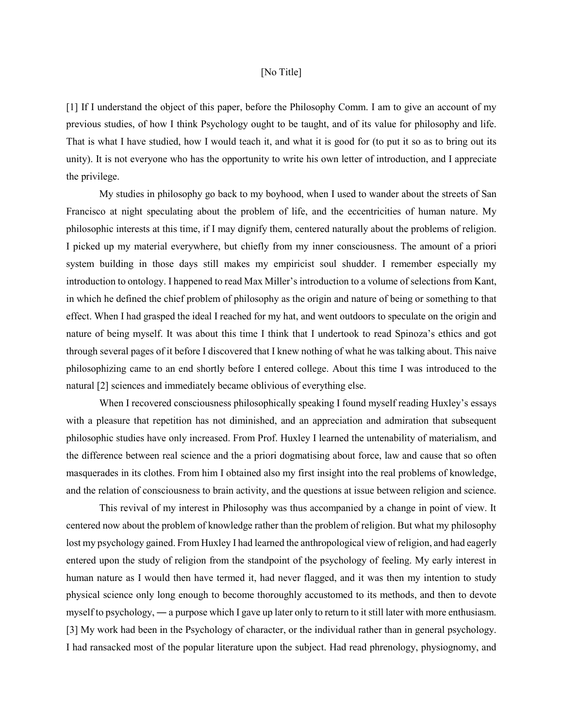[No Title]

[1] If I understand the object of this paper, before the Philosophy Comm. I am to give an account of my previous studies, of how I think Psychology ought to be taught, and of its value for philosophy and life. That is what I have studied, how I would teach it, and what it is good for (to put it so as to bring out its unity). It is not everyone who has the opportunity to write his own letter of introduction, and I appreciate the privilege.

My studies in philosophy go back to my boyhood, when I used to wander about the streets of San Francisco at night speculating about the problem of life, and the eccentricities of human nature. My philosophic interests at this time, if I may dignify them, centered naturally about the problems of religion. I picked up my material everywhere, but chiefly from my inner consciousness. The amount of a priori system building in those days still makes my empiricist soul shudder. I remember especially my introduction to ontology. I happened to read Max Miller's introduction to a volume of selections from Kant, in which he defined the chief problem of philosophy as the origin and nature of being or something to that effect. When I had grasped the ideal I reached for my hat, and went outdoors to speculate on the origin and nature of being myself. It was about this time I think that I undertook to read Spinoza's ethics and got through several pages of it before I discovered that I knew nothing of what he was talking about. This naive philosophizing came to an end shortly before I entered college. About this time I was introduced to the natural [2] sciences and immediately became oblivious of everything else.

When I recovered consciousness philosophically speaking I found myself reading Huxley's essays with a pleasure that repetition has not diminished, and an appreciation and admiration that subsequent philosophic studies have only increased. From Prof. Huxley I learned the untenability of materialism, and the difference between real science and the a priori dogmatising about force, law and cause that so often masquerades in its clothes. From him I obtained also my first insight into the real problems of knowledge, and the relation of consciousness to brain activity, and the questions at issue between religion and science.

This revival of my interest in Philosophy was thus accompanied by a change in point of view. It centered now about the problem of knowledge rather than the problem of religion. But what my philosophy lost my psychology gained. From Huxley I had learned the anthropological view of religion, and had eagerly entered upon the study of religion from the standpoint of the psychology of feeling. My early interest in human nature as I would then have termed it, had never flagged, and it was then my intention to study physical science only long enough to become thoroughly accustomed to its methods, and then to devote myself to psychology, ― a purpose which I gave up later only to return to it still later with more enthusiasm. [3] My work had been in the Psychology of character, or the individual rather than in general psychology. I had ransacked most of the popular literature upon the subject. Had read phrenology, physiognomy, and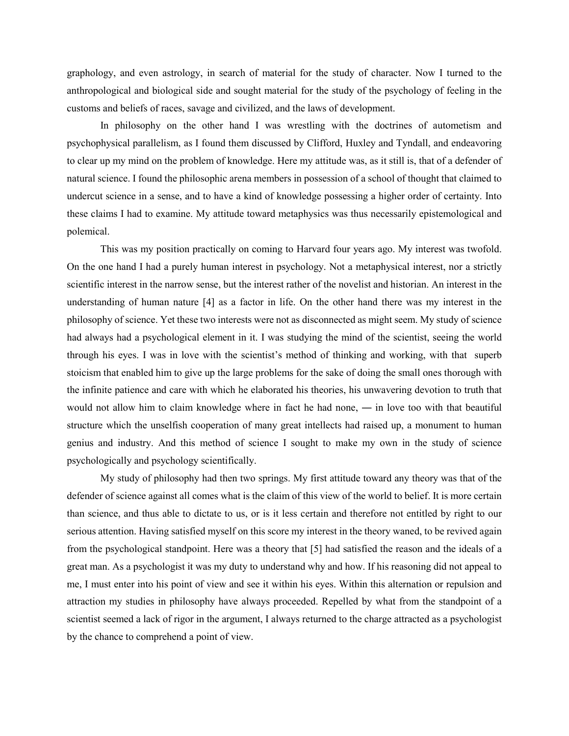graphology, and even astrology, in search of material for the study of character. Now I turned to the anthropological and biological side and sought material for the study of the psychology of feeling in the customs and beliefs of races, savage and civilized, and the laws of development.

In philosophy on the other hand I was wrestling with the doctrines of autometism and psychophysical parallelism, as I found them discussed by Clifford, Huxley and Tyndall, and endeavoring to clear up my mind on the problem of knowledge. Here my attitude was, as it still is, that of a defender of natural science. I found the philosophic arena members in possession of a school of thought that claimed to undercut science in a sense, and to have a kind of knowledge possessing a higher order of certainty. Into these claims I had to examine. My attitude toward metaphysics was thus necessarily epistemological and polemical.

This was my position practically on coming to Harvard four years ago. My interest was twofold. On the one hand I had a purely human interest in psychology. Not a metaphysical interest, nor a strictly scientific interest in the narrow sense, but the interest rather of the novelist and historian. An interest in the understanding of human nature [4] as a factor in life. On the other hand there was my interest in the philosophy of science. Yet these two interests were not as disconnected as might seem. My study of science had always had a psychological element in it. I was studying the mind of the scientist, seeing the world through his eyes. I was in love with the scientist's method of thinking and working, with that superb stoicism that enabled him to give up the large problems for the sake of doing the small ones thorough with the infinite patience and care with which he elaborated his theories, his unwavering devotion to truth that would not allow him to claim knowledge where in fact he had none, — in love too with that beautiful structure which the unselfish cooperation of many great intellects had raised up, a monument to human genius and industry. And this method of science I sought to make my own in the study of science psychologically and psychology scientifically.

My study of philosophy had then two springs. My first attitude toward any theory was that of the defender of science against all comes what is the claim of this view of the world to belief. It is more certain than science, and thus able to dictate to us, or is it less certain and therefore not entitled by right to our serious attention. Having satisfied myself on this score my interest in the theory waned, to be revived again from the psychological standpoint. Here was a theory that [5] had satisfied the reason and the ideals of a great man. As a psychologist it was my duty to understand why and how. If his reasoning did not appeal to me, I must enter into his point of view and see it within his eyes. Within this alternation or repulsion and attraction my studies in philosophy have always proceeded. Repelled by what from the standpoint of a scientist seemed a lack of rigor in the argument, I always returned to the charge attracted as a psychologist by the chance to comprehend a point of view.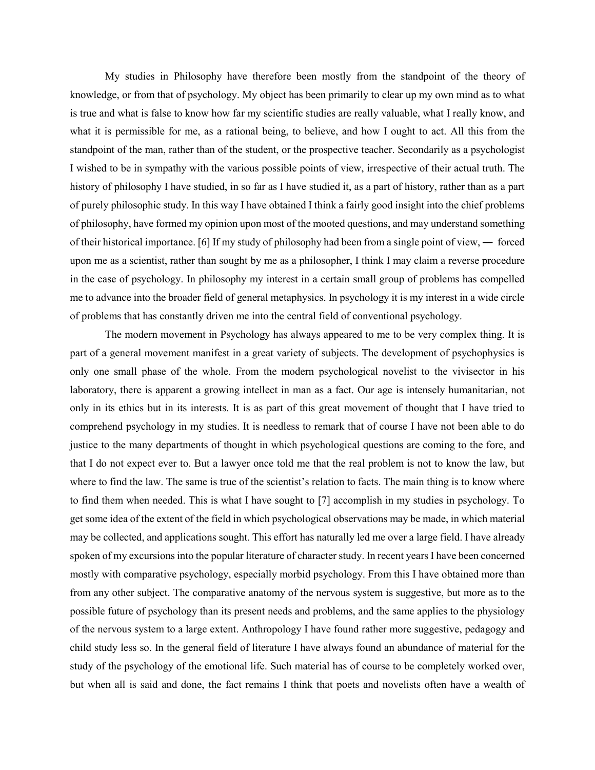My studies in Philosophy have therefore been mostly from the standpoint of the theory of knowledge, or from that of psychology. My object has been primarily to clear up my own mind as to what is true and what is false to know how far my scientific studies are really valuable, what I really know, and what it is permissible for me, as a rational being, to believe, and how I ought to act. All this from the standpoint of the man, rather than of the student, or the prospective teacher. Secondarily as a psychologist I wished to be in sympathy with the various possible points of view, irrespective of their actual truth. The history of philosophy I have studied, in so far as I have studied it, as a part of history, rather than as a part of purely philosophic study. In this way I have obtained I think a fairly good insight into the chief problems of philosophy, have formed my opinion upon most of the mooted questions, and may understand something of their historical importance. [6] If my study of philosophy had been from a single point of view, — forced upon me as a scientist, rather than sought by me as a philosopher, I think I may claim a reverse procedure in the case of psychology. In philosophy my interest in a certain small group of problems has compelled me to advance into the broader field of general metaphysics. In psychology it is my interest in a wide circle of problems that has constantly driven me into the central field of conventional psychology.

The modern movement in Psychology has always appeared to me to be very complex thing. It is part of a general movement manifest in a great variety of subjects. The development of psychophysics is only one small phase of the whole. From the modern psychological novelist to the vivisector in his laboratory, there is apparent a growing intellect in man as a fact. Our age is intensely humanitarian, not only in its ethics but in its interests. It is as part of this great movement of thought that I have tried to comprehend psychology in my studies. It is needless to remark that of course I have not been able to do justice to the many departments of thought in which psychological questions are coming to the fore, and that I do not expect ever to. But a lawyer once told me that the real problem is not to know the law, but where to find the law. The same is true of the scientist's relation to facts. The main thing is to know where to find them when needed. This is what I have sought to [7] accomplish in my studies in psychology. To get some idea of the extent of the field in which psychological observations may be made, in which material may be collected, and applications sought. This effort has naturally led me over a large field. I have already spoken of my excursions into the popular literature of character study. In recent years I have been concerned mostly with comparative psychology, especially morbid psychology. From this I have obtained more than from any other subject. The comparative anatomy of the nervous system is suggestive, but more as to the possible future of psychology than its present needs and problems, and the same applies to the physiology of the nervous system to a large extent. Anthropology I have found rather more suggestive, pedagogy and child study less so. In the general field of literature I have always found an abundance of material for the study of the psychology of the emotional life. Such material has of course to be completely worked over, but when all is said and done, the fact remains I think that poets and novelists often have a wealth of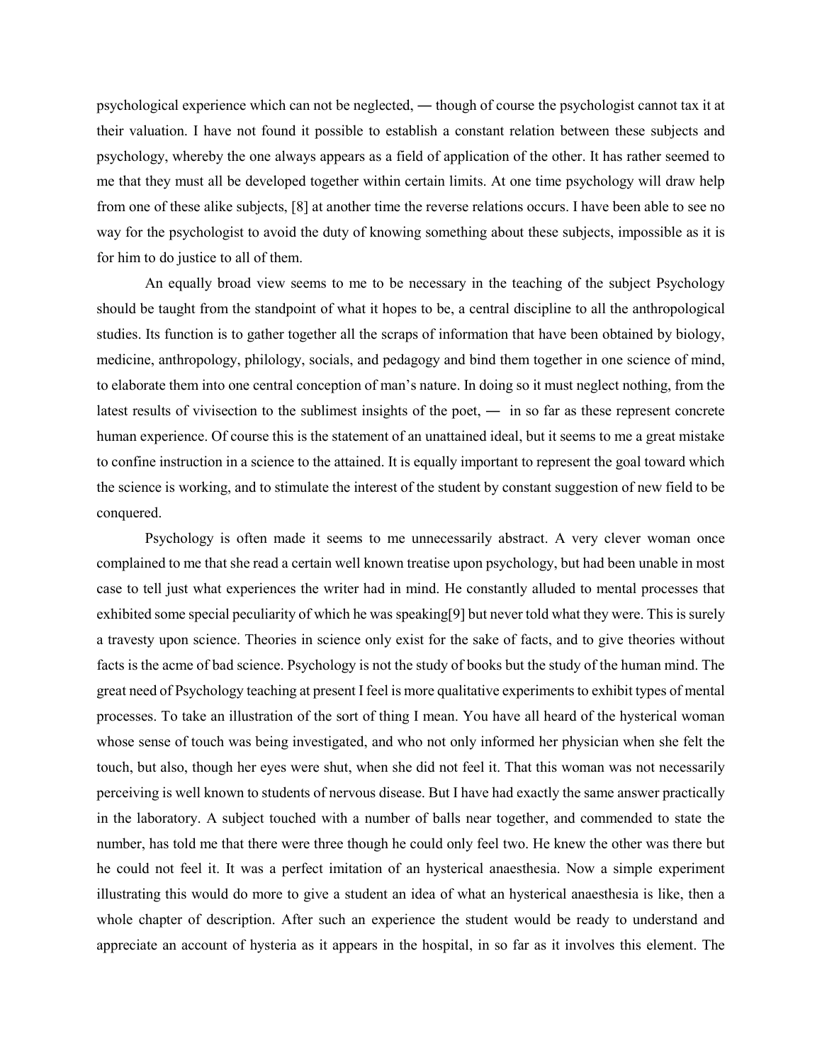psychological experience which can not be neglected, ― though of course the psychologist cannot tax it at their valuation. I have not found it possible to establish a constant relation between these subjects and psychology, whereby the one always appears as a field of application of the other. It has rather seemed to me that they must all be developed together within certain limits. At one time psychology will draw help from one of these alike subjects, [8] at another time the reverse relations occurs. I have been able to see no way for the psychologist to avoid the duty of knowing something about these subjects, impossible as it is for him to do justice to all of them.

An equally broad view seems to me to be necessary in the teaching of the subject Psychology should be taught from the standpoint of what it hopes to be, a central discipline to all the anthropological studies. Its function is to gather together all the scraps of information that have been obtained by biology, medicine, anthropology, philology, socials, and pedagogy and bind them together in one science of mind, to elaborate them into one central conception of man's nature. In doing so it must neglect nothing, from the latest results of vivisection to the sublimest insights of the poet, ― in so far as these represent concrete human experience. Of course this is the statement of an unattained ideal, but it seems to me a great mistake to confine instruction in a science to the attained. It is equally important to represent the goal toward which the science is working, and to stimulate the interest of the student by constant suggestion of new field to be conquered.

Psychology is often made it seems to me unnecessarily abstract. A very clever woman once complained to me that she read a certain well known treatise upon psychology, but had been unable in most case to tell just what experiences the writer had in mind. He constantly alluded to mental processes that exhibited some special peculiarity of which he was speaking[9] but never told what they were. This is surely a travesty upon science. Theories in science only exist for the sake of facts, and to give theories without facts is the acme of bad science. Psychology is not the study of books but the study of the human mind. The great need of Psychology teaching at present I feel is more qualitative experiments to exhibit types of mental processes. To take an illustration of the sort of thing I mean. You have all heard of the hysterical woman whose sense of touch was being investigated, and who not only informed her physician when she felt the touch, but also, though her eyes were shut, when she did not feel it. That this woman was not necessarily perceiving is well known to students of nervous disease. But I have had exactly the same answer practically in the laboratory. A subject touched with a number of balls near together, and commended to state the number, has told me that there were three though he could only feel two. He knew the other was there but he could not feel it. It was a perfect imitation of an hysterical anaesthesia. Now a simple experiment illustrating this would do more to give a student an idea of what an hysterical anaesthesia is like, then a whole chapter of description. After such an experience the student would be ready to understand and appreciate an account of hysteria as it appears in the hospital, in so far as it involves this element. The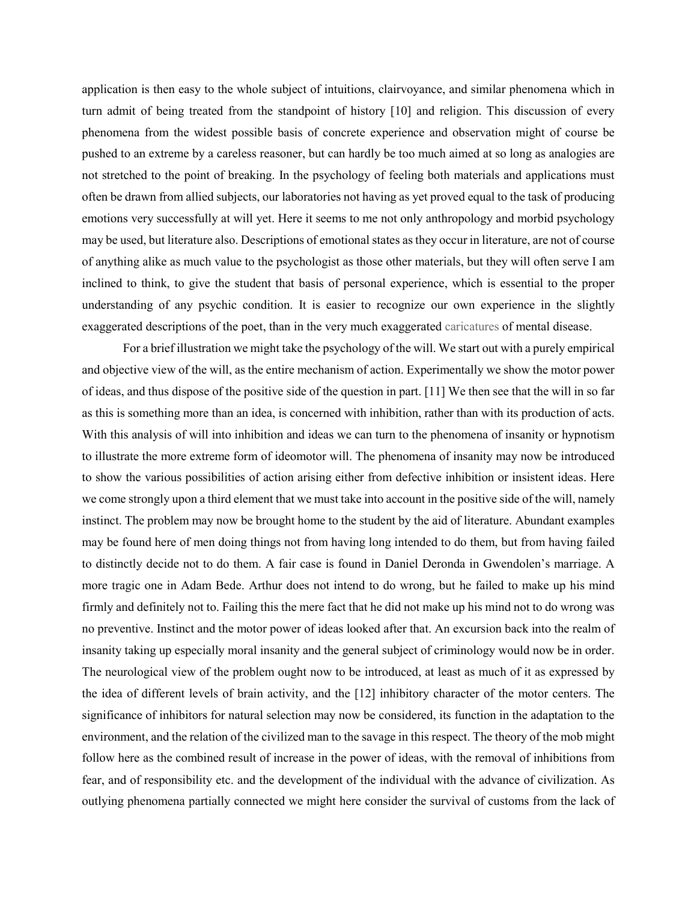application is then easy to the whole subject of intuitions, clairvoyance, and similar phenomena which in turn admit of being treated from the standpoint of history [10] and religion. This discussion of every phenomena from the widest possible basis of concrete experience and observation might of course be pushed to an extreme by a careless reasoner, but can hardly be too much aimed at so long as analogies are not stretched to the point of breaking. In the psychology of feeling both materials and applications must often be drawn from allied subjects, our laboratories not having as yet proved equal to the task of producing emotions very successfully at will yet. Here it seems to me not only anthropology and morbid psychology may be used, but literature also. Descriptions of emotional states as they occur in literature, are not of course of anything alike as much value to the psychologist as those other materials, but they will often serve I am inclined to think, to give the student that basis of personal experience, which is essential to the proper understanding of any psychic condition. It is easier to recognize our own experience in the slightly exaggerated descriptions of the poet, than in the very much exaggerated caricatures of mental disease.

For a brief illustration we might take the psychology of the will. We start out with a purely empirical and objective view of the will, as the entire mechanism of action. Experimentally we show the motor power of ideas, and thus dispose of the positive side of the question in part. [11] We then see that the will in so far as this is something more than an idea, is concerned with inhibition, rather than with its production of acts. With this analysis of will into inhibition and ideas we can turn to the phenomena of insanity or hypnotism to illustrate the more extreme form of ideomotor will. The phenomena of insanity may now be introduced to show the various possibilities of action arising either from defective inhibition or insistent ideas. Here we come strongly upon a third element that we must take into account in the positive side of the will, namely instinct. The problem may now be brought home to the student by the aid of literature. Abundant examples may be found here of men doing things not from having long intended to do them, but from having failed to distinctly decide not to do them. A fair case is found in Daniel Deronda in Gwendolen's marriage. A more tragic one in Adam Bede. Arthur does not intend to do wrong, but he failed to make up his mind firmly and definitely not to. Failing this the mere fact that he did not make up his mind not to do wrong was no preventive. Instinct and the motor power of ideas looked after that. An excursion back into the realm of insanity taking up especially moral insanity and the general subject of criminology would now be in order. The neurological view of the problem ought now to be introduced, at least as much of it as expressed by the idea of different levels of brain activity, and the [12] inhibitory character of the motor centers. The significance of inhibitors for natural selection may now be considered, its function in the adaptation to the environment, and the relation of the civilized man to the savage in this respect. The theory of the mob might follow here as the combined result of increase in the power of ideas, with the removal of inhibitions from fear, and of responsibility etc. and the development of the individual with the advance of civilization. As outlying phenomena partially connected we might here consider the survival of customs from the lack of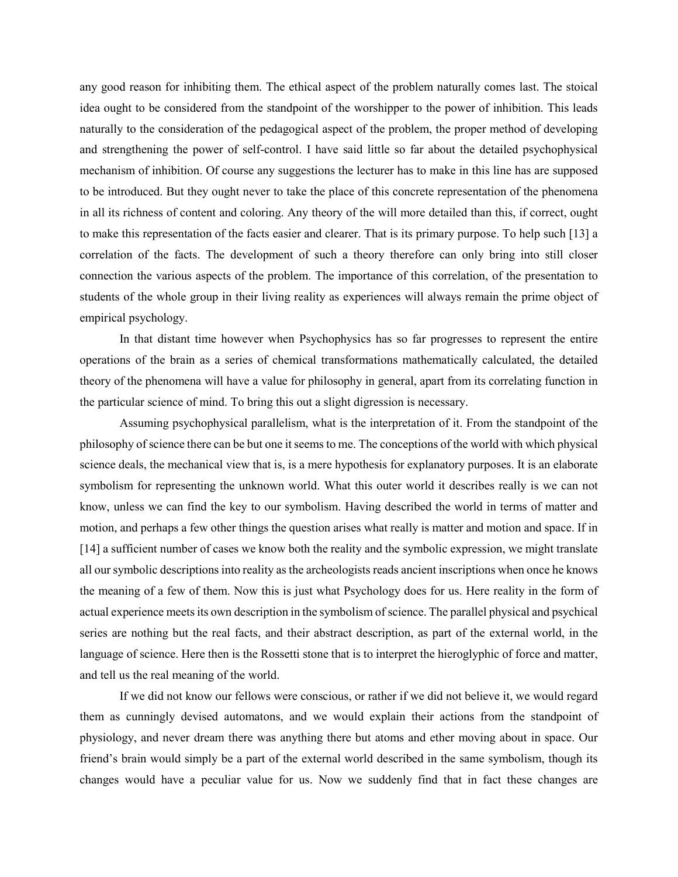any good reason for inhibiting them. The ethical aspect of the problem naturally comes last. The stoical idea ought to be considered from the standpoint of the worshipper to the power of inhibition. This leads naturally to the consideration of the pedagogical aspect of the problem, the proper method of developing and strengthening the power of self-control. I have said little so far about the detailed psychophysical mechanism of inhibition. Of course any suggestions the lecturer has to make in this line has are supposed to be introduced. But they ought never to take the place of this concrete representation of the phenomena in all its richness of content and coloring. Any theory of the will more detailed than this, if correct, ought to make this representation of the facts easier and clearer. That is its primary purpose. To help such [13] a correlation of the facts. The development of such a theory therefore can only bring into still closer connection the various aspects of the problem. The importance of this correlation, of the presentation to students of the whole group in their living reality as experiences will always remain the prime object of empirical psychology.

In that distant time however when Psychophysics has so far progresses to represent the entire operations of the brain as a series of chemical transformations mathematically calculated, the detailed theory of the phenomena will have a value for philosophy in general, apart from its correlating function in the particular science of mind. To bring this out a slight digression is necessary.

Assuming psychophysical parallelism, what is the interpretation of it. From the standpoint of the philosophy of science there can be but one it seems to me. The conceptions of the world with which physical science deals, the mechanical view that is, is a mere hypothesis for explanatory purposes. It is an elaborate symbolism for representing the unknown world. What this outer world it describes really is we can not know, unless we can find the key to our symbolism. Having described the world in terms of matter and motion, and perhaps a few other things the question arises what really is matter and motion and space. If in [14] a sufficient number of cases we know both the reality and the symbolic expression, we might translate all our symbolic descriptions into reality as the archeologists reads ancient inscriptions when once he knows the meaning of a few of them. Now this is just what Psychology does for us. Here reality in the form of actual experience meets its own description in the symbolism of science. The parallel physical and psychical series are nothing but the real facts, and their abstract description, as part of the external world, in the language of science. Here then is the Rossetti stone that is to interpret the hieroglyphic of force and matter, and tell us the real meaning of the world.

If we did not know our fellows were conscious, or rather if we did not believe it, we would regard them as cunningly devised automatons, and we would explain their actions from the standpoint of physiology, and never dream there was anything there but atoms and ether moving about in space. Our friend's brain would simply be a part of the external world described in the same symbolism, though its changes would have a peculiar value for us. Now we suddenly find that in fact these changes are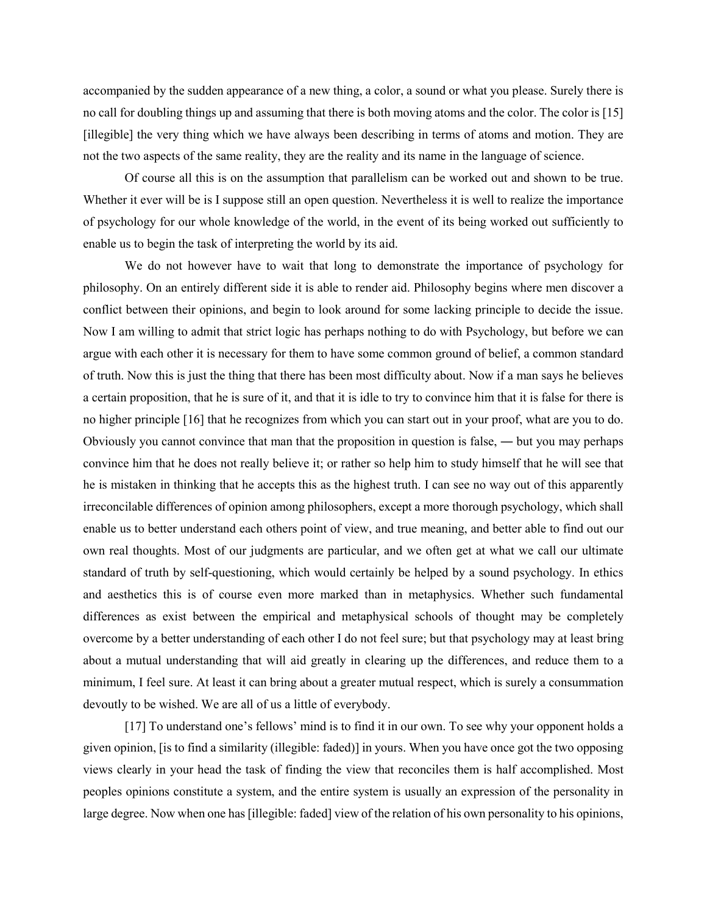accompanied by the sudden appearance of a new thing, a color, a sound or what you please. Surely there is no call for doubling things up and assuming that there is both moving atoms and the color. The color is [15] [illegible] the very thing which we have always been describing in terms of atoms and motion. They are not the two aspects of the same reality, they are the reality and its name in the language of science.

Of course all this is on the assumption that parallelism can be worked out and shown to be true. Whether it ever will be is I suppose still an open question. Nevertheless it is well to realize the importance of psychology for our whole knowledge of the world, in the event of its being worked out sufficiently to enable us to begin the task of interpreting the world by its aid.

We do not however have to wait that long to demonstrate the importance of psychology for philosophy. On an entirely different side it is able to render aid. Philosophy begins where men discover a conflict between their opinions, and begin to look around for some lacking principle to decide the issue. Now I am willing to admit that strict logic has perhaps nothing to do with Psychology, but before we can argue with each other it is necessary for them to have some common ground of belief, a common standard of truth. Now this is just the thing that there has been most difficulty about. Now if a man says he believes a certain proposition, that he is sure of it, and that it is idle to try to convince him that it is false for there is no higher principle [16] that he recognizes from which you can start out in your proof, what are you to do. Obviously you cannot convince that man that the proposition in question is false, — but you may perhaps convince him that he does not really believe it; or rather so help him to study himself that he will see that he is mistaken in thinking that he accepts this as the highest truth. I can see no way out of this apparently irreconcilable differences of opinion among philosophers, except a more thorough psychology, which shall enable us to better understand each others point of view, and true meaning, and better able to find out our own real thoughts. Most of our judgments are particular, and we often get at what we call our ultimate standard of truth by self-questioning, which would certainly be helped by a sound psychology. In ethics and aesthetics this is of course even more marked than in metaphysics. Whether such fundamental differences as exist between the empirical and metaphysical schools of thought may be completely overcome by a better understanding of each other I do not feel sure; but that psychology may at least bring about a mutual understanding that will aid greatly in clearing up the differences, and reduce them to a minimum, I feel sure. At least it can bring about a greater mutual respect, which is surely a consummation devoutly to be wished. We are all of us a little of everybody.

[17] To understand one's fellows' mind is to find it in our own. To see why your opponent holds a given opinion, [is to find a similarity (illegible: faded)] in yours. When you have once got the two opposing views clearly in your head the task of finding the view that reconciles them is half accomplished. Most peoples opinions constitute a system, and the entire system is usually an expression of the personality in large degree. Now when one has [illegible: faded] view of the relation of his own personality to his opinions,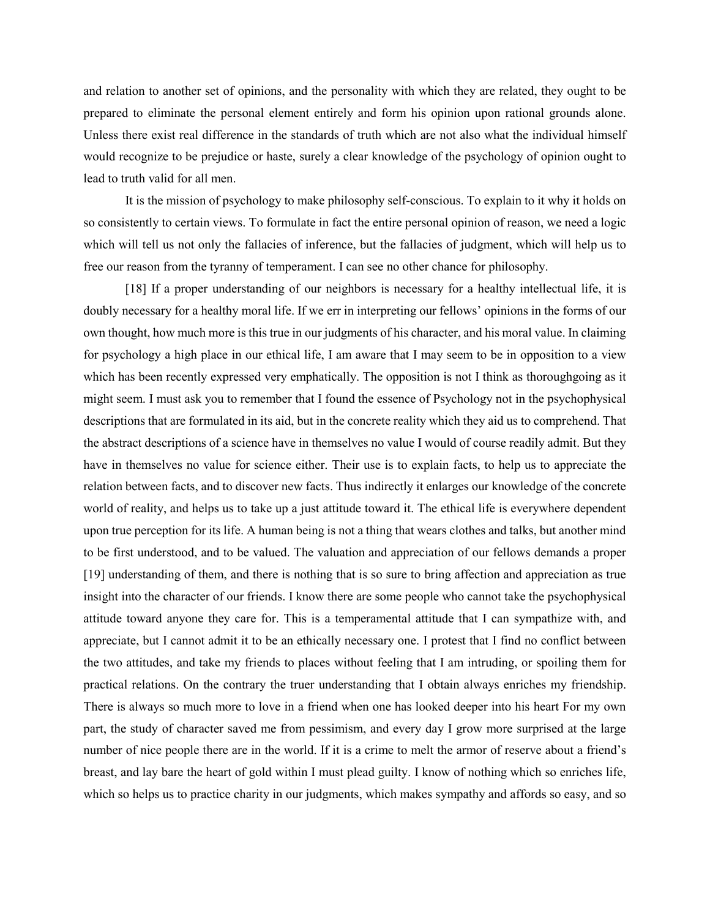and relation to another set of opinions, and the personality with which they are related, they ought to be prepared to eliminate the personal element entirely and form his opinion upon rational grounds alone. Unless there exist real difference in the standards of truth which are not also what the individual himself would recognize to be prejudice or haste, surely a clear knowledge of the psychology of opinion ought to lead to truth valid for all men.

It is the mission of psychology to make philosophy self-conscious. To explain to it why it holds on so consistently to certain views. To formulate in fact the entire personal opinion of reason, we need a logic which will tell us not only the fallacies of inference, but the fallacies of judgment, which will help us to free our reason from the tyranny of temperament. I can see no other chance for philosophy.

[18] If a proper understanding of our neighbors is necessary for a healthy intellectual life, it is doubly necessary for a healthy moral life. If we err in interpreting our fellows' opinions in the forms of our own thought, how much more is this true in our judgments of his character, and his moral value. In claiming for psychology a high place in our ethical life, I am aware that I may seem to be in opposition to a view which has been recently expressed very emphatically. The opposition is not I think as thoroughgoing as it might seem. I must ask you to remember that I found the essence of Psychology not in the psychophysical descriptions that are formulated in its aid, but in the concrete reality which they aid us to comprehend. That the abstract descriptions of a science have in themselves no value I would of course readily admit. But they have in themselves no value for science either. Their use is to explain facts, to help us to appreciate the relation between facts, and to discover new facts. Thus indirectly it enlarges our knowledge of the concrete world of reality, and helps us to take up a just attitude toward it. The ethical life is everywhere dependent upon true perception for its life. A human being is not a thing that wears clothes and talks, but another mind to be first understood, and to be valued. The valuation and appreciation of our fellows demands a proper [19] understanding of them, and there is nothing that is so sure to bring affection and appreciation as true insight into the character of our friends. I know there are some people who cannot take the psychophysical attitude toward anyone they care for. This is a temperamental attitude that I can sympathize with, and appreciate, but I cannot admit it to be an ethically necessary one. I protest that I find no conflict between the two attitudes, and take my friends to places without feeling that I am intruding, or spoiling them for practical relations. On the contrary the truer understanding that I obtain always enriches my friendship. There is always so much more to love in a friend when one has looked deeper into his heart For my own part, the study of character saved me from pessimism, and every day I grow more surprised at the large number of nice people there are in the world. If it is a crime to melt the armor of reserve about a friend's breast, and lay bare the heart of gold within I must plead guilty. I know of nothing which so enriches life, which so helps us to practice charity in our judgments, which makes sympathy and affords so easy, and so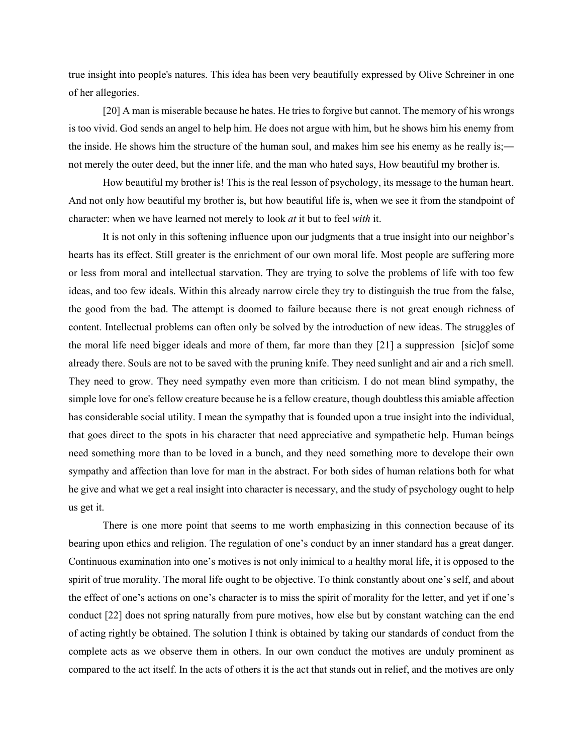true insight into people's natures. This idea has been very beautifully expressed by Olive Schreiner in one of her allegories.

[20] A man is miserable because he hates. He tries to forgive but cannot. The memory of his wrongs is too vivid. God sends an angel to help him. He does not argue with him, but he shows him his enemy from the inside. He shows him the structure of the human soul, and makes him see his enemy as he really is;—not merely the outer deed, but the inner life, and the man who hated says, How beautiful my brother is.

How beautiful my brother is! This is the real lesson of psychology, its message to the human heart. And not only how beautiful my brother is, but how beautiful life is, when we see it from the standpoint of character: when we have learned not merely to look *at* it but to feel *with* it.

It is not only in this softening influence upon our judgments that a true insight into our neighbor's hearts has its effect. Still greater is the enrichment of our own moral life. Most people are suffering more or less from moral and intellectual starvation. They are trying to solve the problems of life with too few ideas, and too few ideals. Within this already narrow circle they try to distinguish the true from the false, the good from the bad. The attempt is doomed to failure because there is not great enough richness of content. Intellectual problems can often only be solved by the introduction of new ideas. The struggles of the moral life need bigger ideals and more of them, far more than they [21] a suppression [sic]of some already there. Souls are not to be saved with the pruning knife. They need sunlight and air and a rich smell. They need to grow. They need sympathy even more than criticism. I do not mean blind sympathy, the simple love for one's fellow creature because he is a fellow creature, though doubtless this amiable affection has considerable social utility. I mean the sympathy that is founded upon a true insight into the individual, that goes direct to the spots in his character that need appreciative and sympathetic help. Human beings need something more than to be loved in a bunch, and they need something more to develope their own sympathy and affection than love for man in the abstract. For both sides of human relations both for what he give and what we get a real insight into character is necessary, and the study of psychology ought to help us get it.

There is one more point that seems to me worth emphasizing in this connection because of its bearing upon ethics and religion. The regulation of one's conduct by an inner standard has a great danger. Continuous examination into one's motives is not only inimical to a healthy moral life, it is opposed to the spirit of true morality. The moral life ought to be objective. To think constantly about one's self, and about the effect of one's actions on one's character is to miss the spirit of morality for the letter, and yet if one's conduct [22] does not spring naturally from pure motives, how else but by constant watching can the end of acting rightly be obtained. The solution I think is obtained by taking our standards of conduct from the complete acts as we observe them in others. In our own conduct the motives are unduly prominent as compared to the act itself. In the acts of others it is the act that stands out in relief, and the motives are only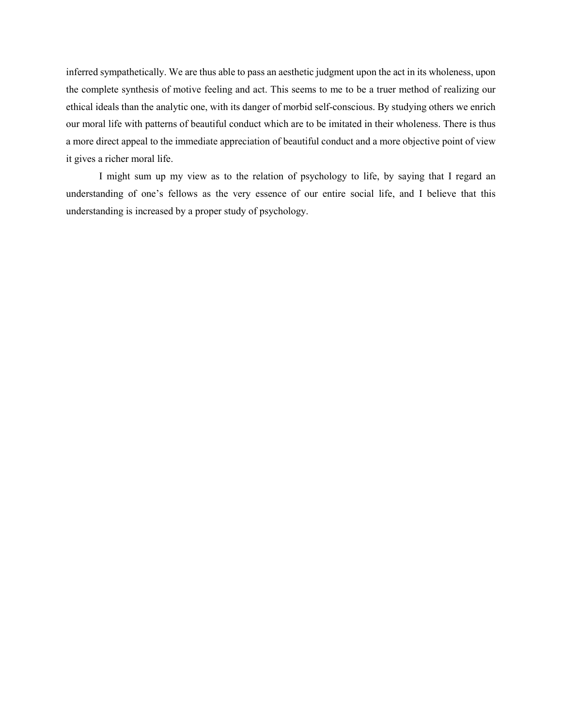inferred sympathetically. We are thus able to pass an aesthetic judgment upon the act in its wholeness, upon the complete synthesis of motive feeling and act. This seems to me to be a truer method of realizing our ethical ideals than the analytic one, with its danger of morbid self-conscious. By studying others we enrich our moral life with patterns of beautiful conduct which are to be imitated in their wholeness. There is thus a more direct appeal to the immediate appreciation of beautiful conduct and a more objective point of view it gives a richer moral life.

I might sum up my view as to the relation of psychology to life, by saying that I regard an understanding of one's fellows as the very essence of our entire social life, and I believe that this understanding is increased by a proper study of psychology.